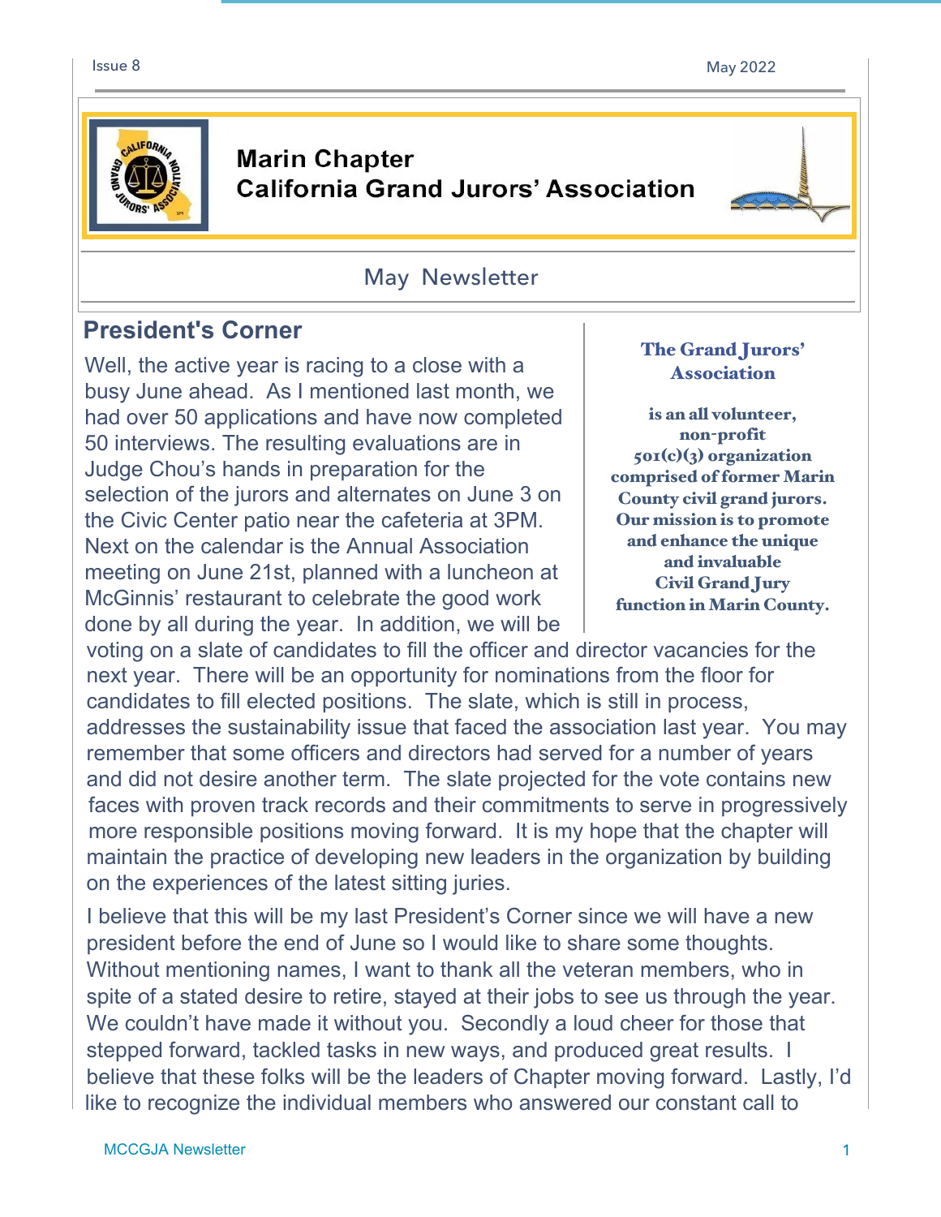# Marin Chapter
# California Grand Jurors' Association

## May Newsletter

## President's Corner

Well, the active year is racing to a close with a busy June ahead. As I mentioned last month, we had over 50 applications and have now completed 50 interviews. The resulting evaluations are in Judge Chou's hands in preparation for the selection of the jurors and alternates on June 3 on the Civic Center patio near the cafeteria at 3PM. Next on the calendar is the Annual Association meeting on June 21st, planned with a luncheon at McGinnis' restaurant to celebrate the good work done by all during the year. In addition, we will be voting on a slate of candidates to fill the officer and director vacancies for the next year. There will be an opportunity for nominations from the floor for candidates to fill elected positions. The slate, which is still in process, addresses the sustainability issue that faced the association last year. You may remember that some officers and directors had served for a number of years and did not desire another term. The slate projected for the vote contains new faces with proven track records and their commitments to serve in progressively more responsible positions moving forward. It is my hope that the chapter will maintain the practice of developing new leaders in the organization by building on the experiences of the latest sitting juries.

I believe that this will be my last President's Corner since we will have a new president before the end of June so I would like to share some thoughts. Without mentioning names, I want to thank all the veteran members, who in spite of a stated desire to retire, stayed at their jobs to see us through the year. We couldn't have made it without you. Secondly a loud cheer for those that stepped forward, tackled tasks in new ways, and produced great results. I believe that these folks will be the leaders of Chapter moving forward. Lastly, I'd like to recognize the individual members who answered our constant call to

**The Grand Jurors' Association**

**is an all volunteer, non-profit 501(c)(3) organization comprised of former Marin County civil grand jurors. Our mission is to promote and enhance the unique and invaluable Civil Grand Jury function in Marin County.**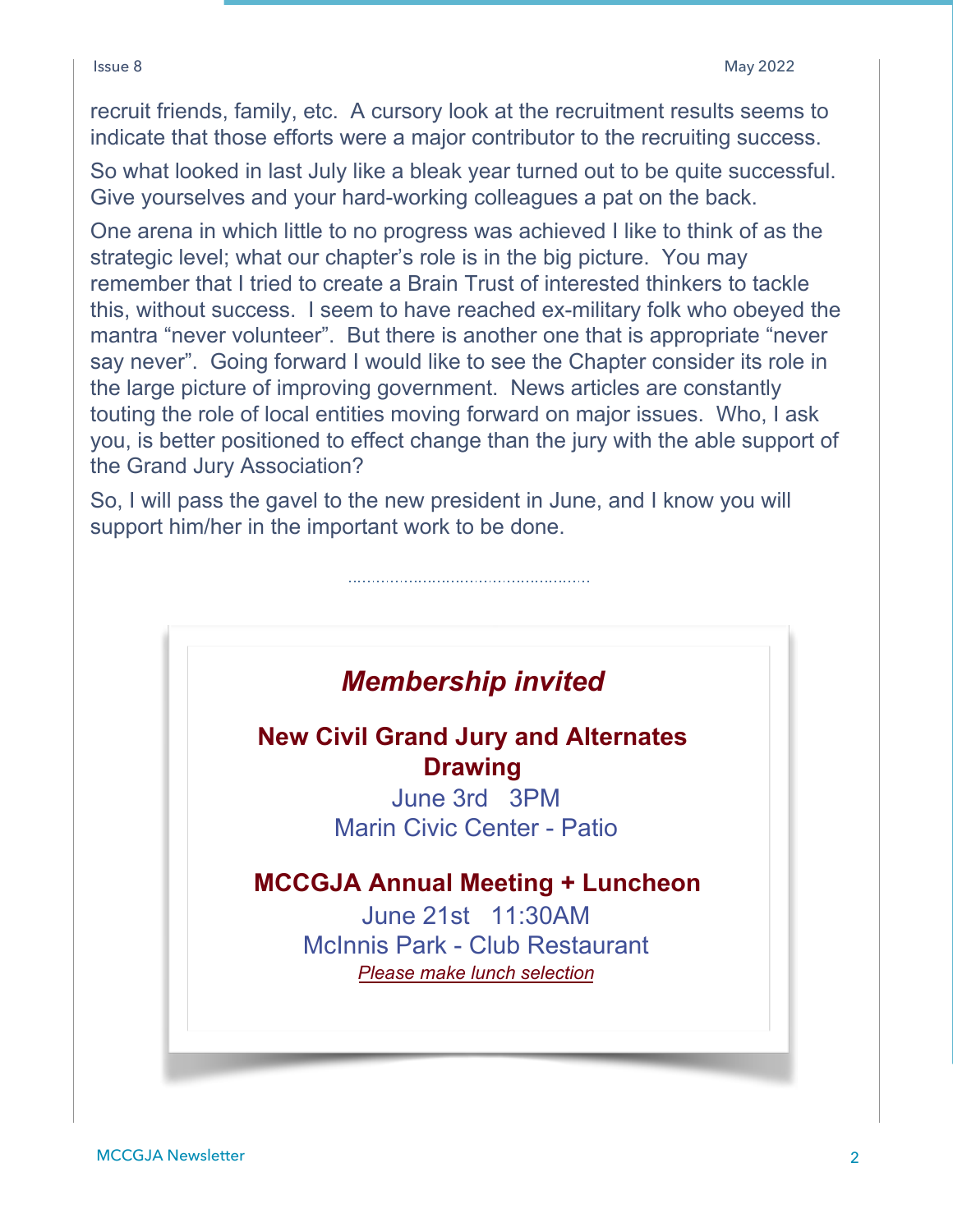recruit friends, family, etc. A cursory look at the recruitment results seems to indicate that those efforts were a major contributor to the recruiting success.

So what looked in last July like a bleak year turned out to be quite successful. Give yourselves and your hard-working colleagues a pat on the back.

One arena in which little to no progress was achieved I like to think of as the strategic level; what our chapter's role is in the big picture. You may remember that I tried to create a Brain Trust of interested thinkers to tackle this, without success. I seem to have reached ex-military folk who obeyed the mantra "never volunteer". But there is another one that is appropriate "never say never". Going forward I would like to see the Chapter consider its role in the large picture of improving government. News articles are constantly touting the role of local entities moving forward on major issues. Who, I ask you, is better positioned to effect change than the jury with the able support of the Grand Jury Association?

So, I will pass the gavel to the new president in June, and I know you will support him/her in the important work to be done.

---

## *Membership invited*

**New Civil Grand Jury and Alternates Drawing**

June 3rd 3PM

Marin Civic Center - Patio

**MCCGJA Annual Meeting + Luncheon**

June 21st 11:30AM

McInnis Park - Club Restaurant

*Please make lunch selection*